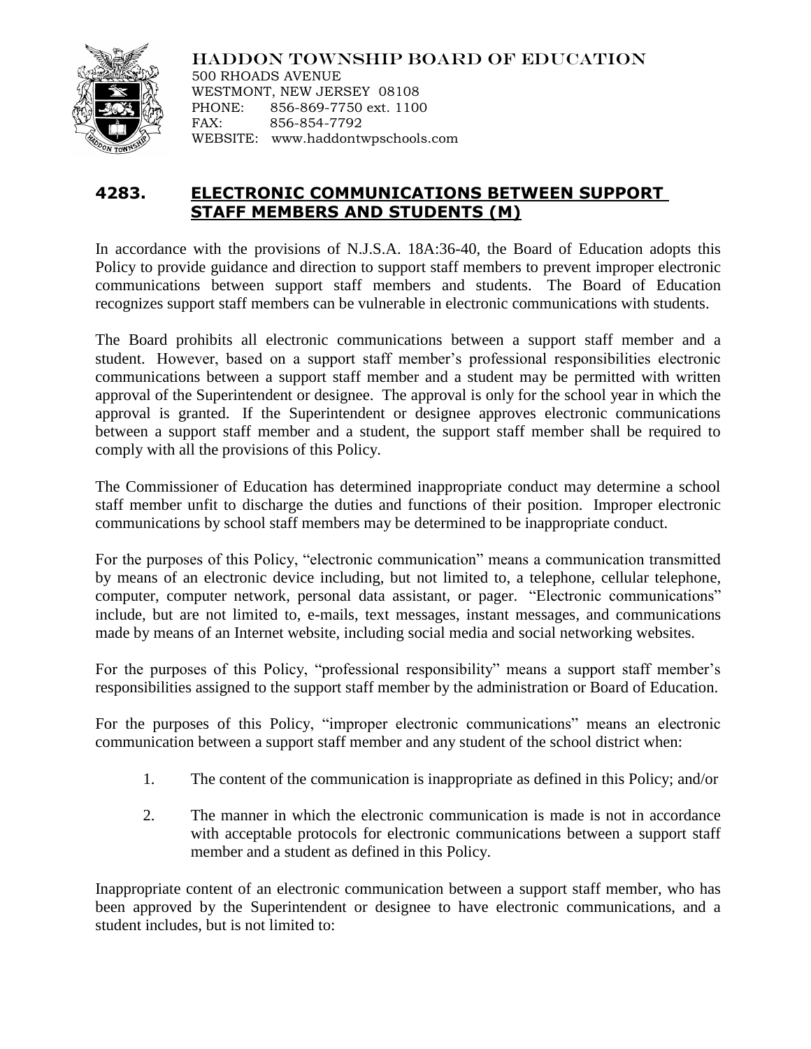HADDON TOWNSHIP BOARD OF EDUCATION
500 RHOADS AVENUE
WESTMONT, NEW JERSEY 08108
PHONE: 856-869-7750 ext. 1100
FAX: 856-854-7792
WEBSITE: www.haddontwpschools.com

# 4283. ELECTRONIC COMMUNICATIONS BETWEEN SUPPORT STAFF MEMBERS AND STUDENTS (M)

In accordance with the provisions of N.J.S.A. 18A:36-40, the Board of Education adopts this Policy to provide guidance and direction to support staff members to prevent improper electronic communications between support staff members and students. The Board of Education recognizes support staff members can be vulnerable in electronic communications with students.

The Board prohibits all electronic communications between a support staff member and a student. However, based on a support staff member's professional responsibilities electronic communications between a support staff member and a student may be permitted with written approval of the Superintendent or designee. The approval is only for the school year in which the approval is granted. If the Superintendent or designee approves electronic communications between a support staff member and a student, the support staff member shall be required to comply with all the provisions of this Policy.

The Commissioner of Education has determined inappropriate conduct may determine a school staff member unfit to discharge the duties and functions of their position. Improper electronic communications by school staff members may be determined to be inappropriate conduct.

For the purposes of this Policy, "electronic communication" means a communication transmitted by means of an electronic device including, but not limited to, a telephone, cellular telephone, computer, computer network, personal data assistant, or pager. "Electronic communications" include, but are not limited to, e-mails, text messages, instant messages, and communications made by means of an Internet website, including social media and social networking websites.

For the purposes of this Policy, "professional responsibility" means a support staff member's responsibilities assigned to the support staff member by the administration or Board of Education.

For the purposes of this Policy, "improper electronic communications" means an electronic communication between a support staff member and any student of the school district when:

1. The content of the communication is inappropriate as defined in this Policy; and/or
2. The manner in which the electronic communication is made is not in accordance with acceptable protocols for electronic communications between a support staff member and a student as defined in this Policy.

Inappropriate content of an electronic communication between a support staff member, who has been approved by the Superintendent or designee to have electronic communications, and a student includes, but is not limited to: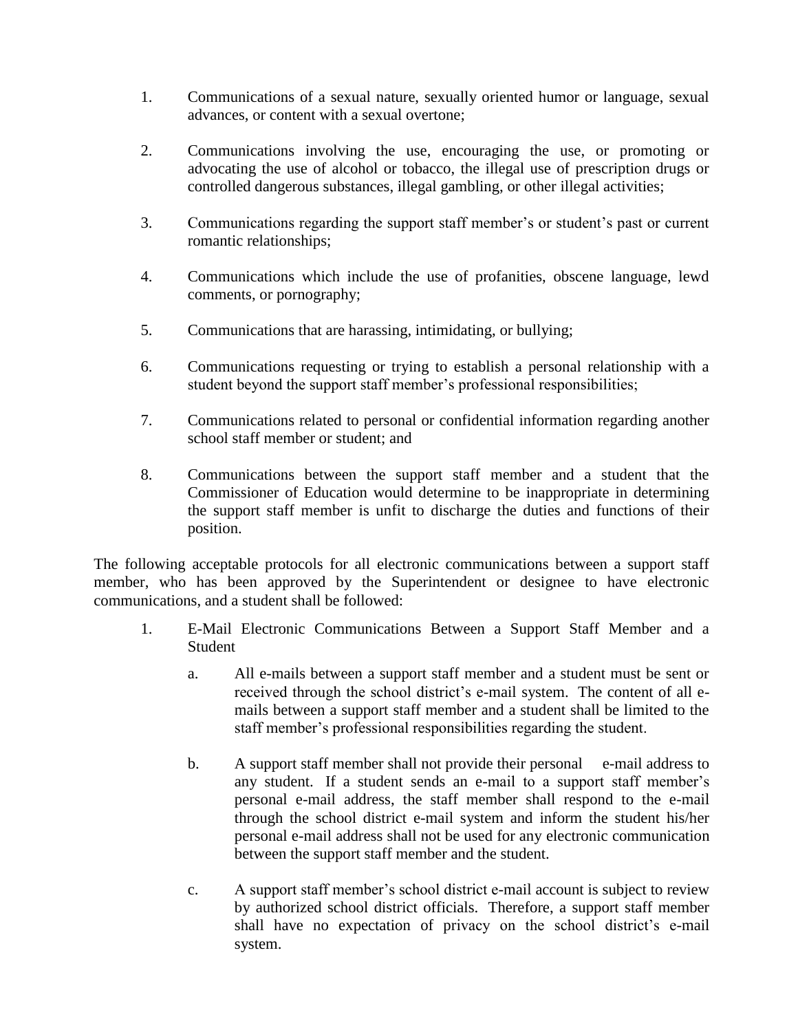1. Communications of a sexual nature, sexually oriented humor or language, sexual advances, or content with a sexual overtone;

2. Communications involving the use, encouraging the use, or promoting or advocating the use of alcohol or tobacco, the illegal use of prescription drugs or controlled dangerous substances, illegal gambling, or other illegal activities;

3. Communications regarding the support staff member's or student's past or current romantic relationships;

4. Communications which include the use of profanities, obscene language, lewd comments, or pornography;

5. Communications that are harassing, intimidating, or bullying;

6. Communications requesting or trying to establish a personal relationship with a student beyond the support staff member's professional responsibilities;

7. Communications related to personal or confidential information regarding another school staff member or student; and

8. Communications between the support staff member and a student that the Commissioner of Education would determine to be inappropriate in determining the support staff member is unfit to discharge the duties and functions of their position.

The following acceptable protocols for all electronic communications between a support staff member, who has been approved by the Superintendent or designee to have electronic communications, and a student shall be followed:

1. E-Mail Electronic Communications Between a Support Staff Member and a Student

   a. All e-mails between a support staff member and a student must be sent or received through the school district's e-mail system. The content of all e-mails between a support staff member and a student shall be limited to the staff member's professional responsibilities regarding the student.

   b. A support staff member shall not provide their personal e-mail address to any student. If a student sends an e-mail to a support staff member's personal e-mail address, the staff member shall respond to the e-mail through the school district e-mail system and inform the student his/her personal e-mail address shall not be used for any electronic communication between the support staff member and the student.

   c. A support staff member's school district e-mail account is subject to review by authorized school district officials. Therefore, a support staff member shall have no expectation of privacy on the school district's e-mail system.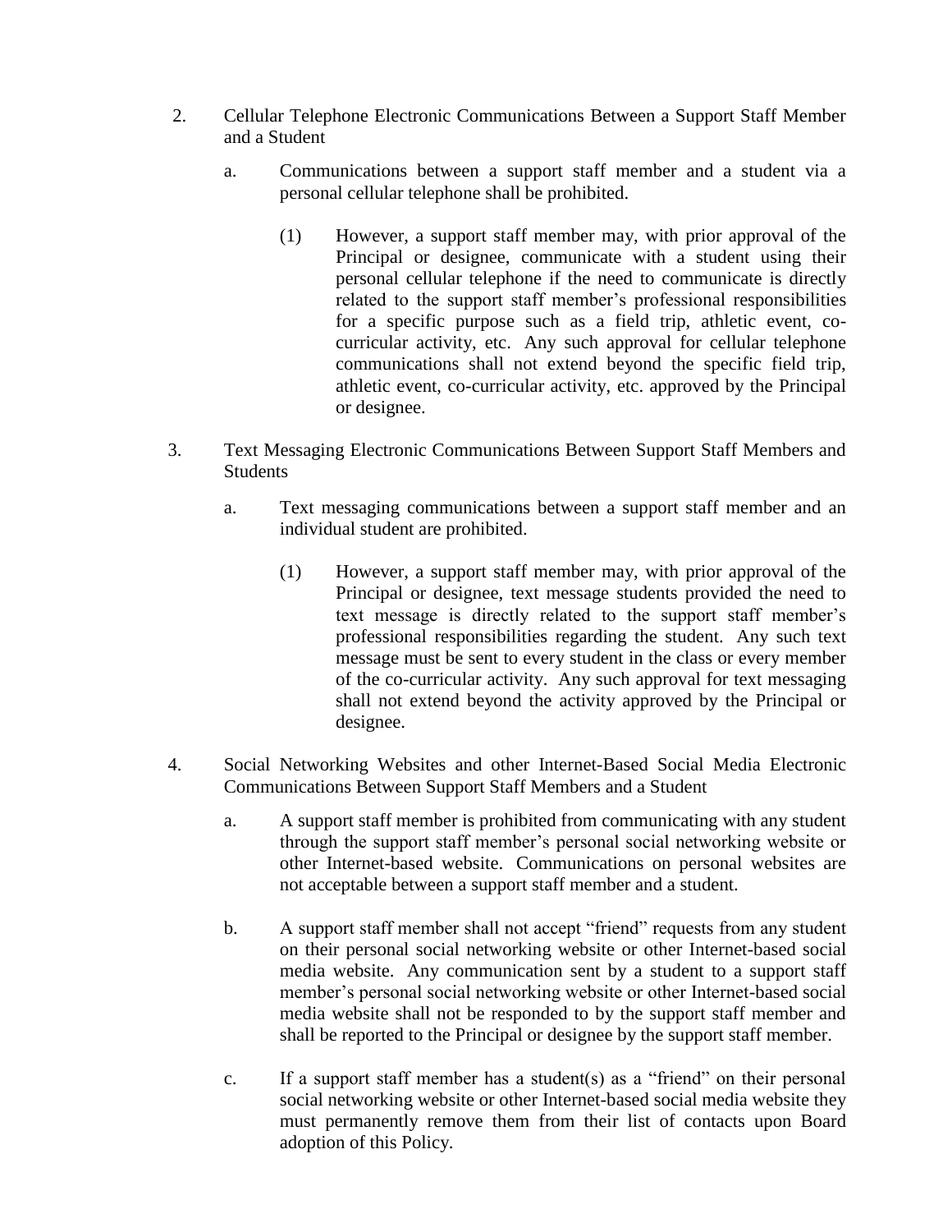2. Cellular Telephone Electronic Communications Between a Support Staff Member and a Student

    a. Communications between a support staff member and a student via a personal cellular telephone shall be prohibited.

        (1) However, a support staff member may, with prior approval of the Principal or designee, communicate with a student using their personal cellular telephone if the need to communicate is directly related to the support staff member's professional responsibilities for a specific purpose such as a field trip, athletic event, co-curricular activity, etc. Any such approval for cellular telephone communications shall not extend beyond the specific field trip, athletic event, co-curricular activity, etc. approved by the Principal or designee.

3. Text Messaging Electronic Communications Between Support Staff Members and Students

    a. Text messaging communications between a support staff member and an individual student are prohibited.

        (1) However, a support staff member may, with prior approval of the Principal or designee, text message students provided the need to text message is directly related to the support staff member's professional responsibilities regarding the student. Any such text message must be sent to every student in the class or every member of the co-curricular activity. Any such approval for text messaging shall not extend beyond the activity approved by the Principal or designee.

4. Social Networking Websites and other Internet-Based Social Media Electronic Communications Between Support Staff Members and a Student

    a. A support staff member is prohibited from communicating with any student through the support staff member's personal social networking website or other Internet-based website. Communications on personal websites are not acceptable between a support staff member and a student.

    b. A support staff member shall not accept "friend" requests from any student on their personal social networking website or other Internet-based social media website. Any communication sent by a student to a support staff member's personal social networking website or other Internet-based social media website shall not be responded to by the support staff member and shall be reported to the Principal or designee by the support staff member.

    c. If a support staff member has a student(s) as a "friend" on their personal social networking website or other Internet-based social media website they must permanently remove them from their list of contacts upon Board adoption of this Policy.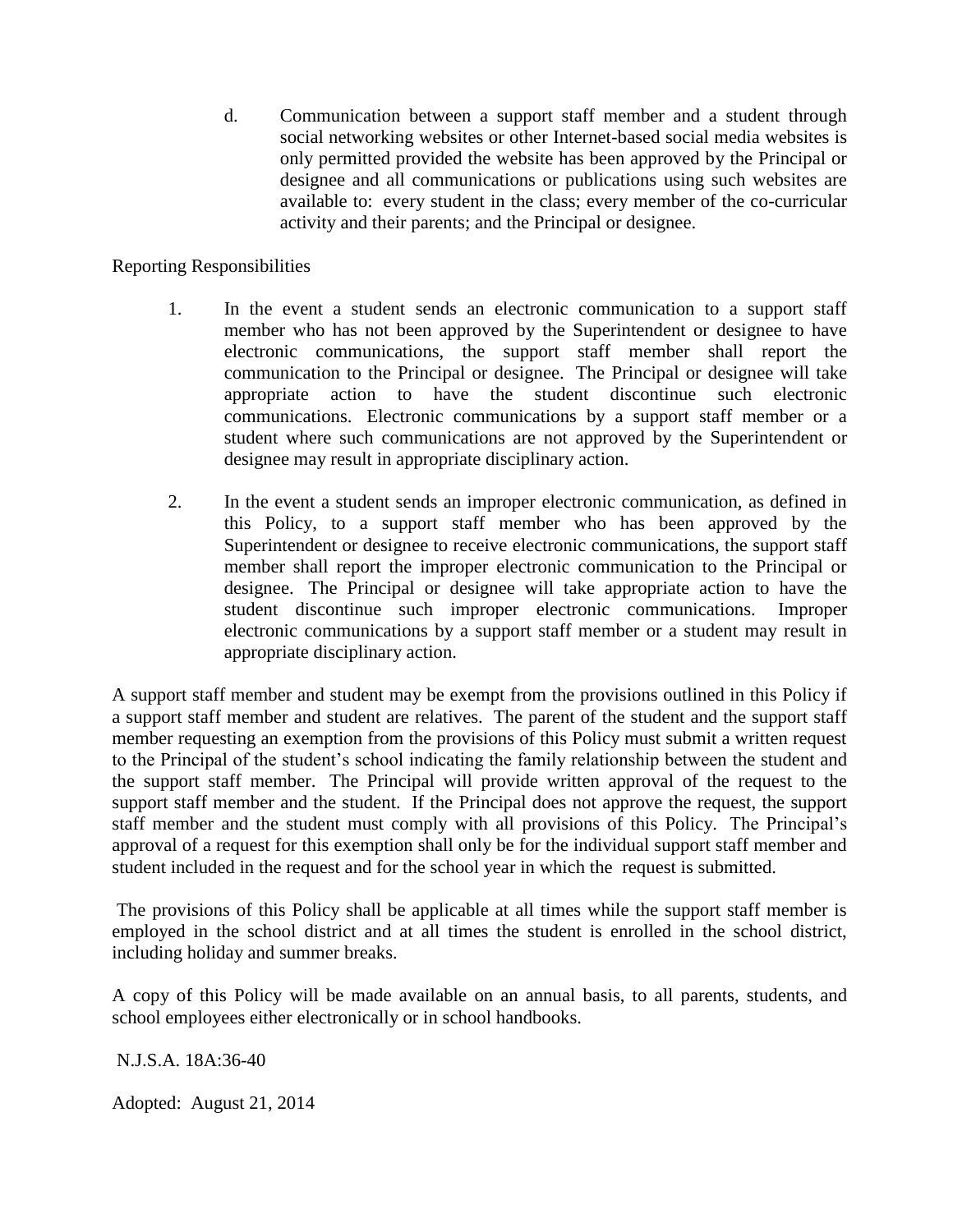d. Communication between a support staff member and a student through social networking websites or other Internet-based social media websites is only permitted provided the website has been approved by the Principal or designee and all communications or publications using such websites are available to: every student in the class; every member of the co-curricular activity and their parents; and the Principal or designee.

Reporting Responsibilities

1. In the event a student sends an electronic communication to a support staff member who has not been approved by the Superintendent or designee to have electronic communications, the support staff member shall report the communication to the Principal or designee. The Principal or designee will take appropriate action to have the student discontinue such electronic communications. Electronic communications by a support staff member or a student where such communications are not approved by the Superintendent or designee may result in appropriate disciplinary action.

2. In the event a student sends an improper electronic communication, as defined in this Policy, to a support staff member who has been approved by the Superintendent or designee to receive electronic communications, the support staff member shall report the improper electronic communication to the Principal or designee. The Principal or designee will take appropriate action to have the student discontinue such improper electronic communications. Improper electronic communications by a support staff member or a student may result in appropriate disciplinary action.

A support staff member and student may be exempt from the provisions outlined in this Policy if a support staff member and student are relatives. The parent of the student and the support staff member requesting an exemption from the provisions of this Policy must submit a written request to the Principal of the student's school indicating the family relationship between the student and the support staff member. The Principal will provide written approval of the request to the support staff member and the student. If the Principal does not approve the request, the support staff member and the student must comply with all provisions of this Policy. The Principal's approval of a request for this exemption shall only be for the individual support staff member and student included in the request and for the school year in which the request is submitted.

The provisions of this Policy shall be applicable at all times while the support staff member is employed in the school district and at all times the student is enrolled in the school district, including holiday and summer breaks.

A copy of this Policy will be made available on an annual basis, to all parents, students, and school employees either electronically or in school handbooks.

N.J.S.A. 18A:36-40

Adopted: August 21, 2014